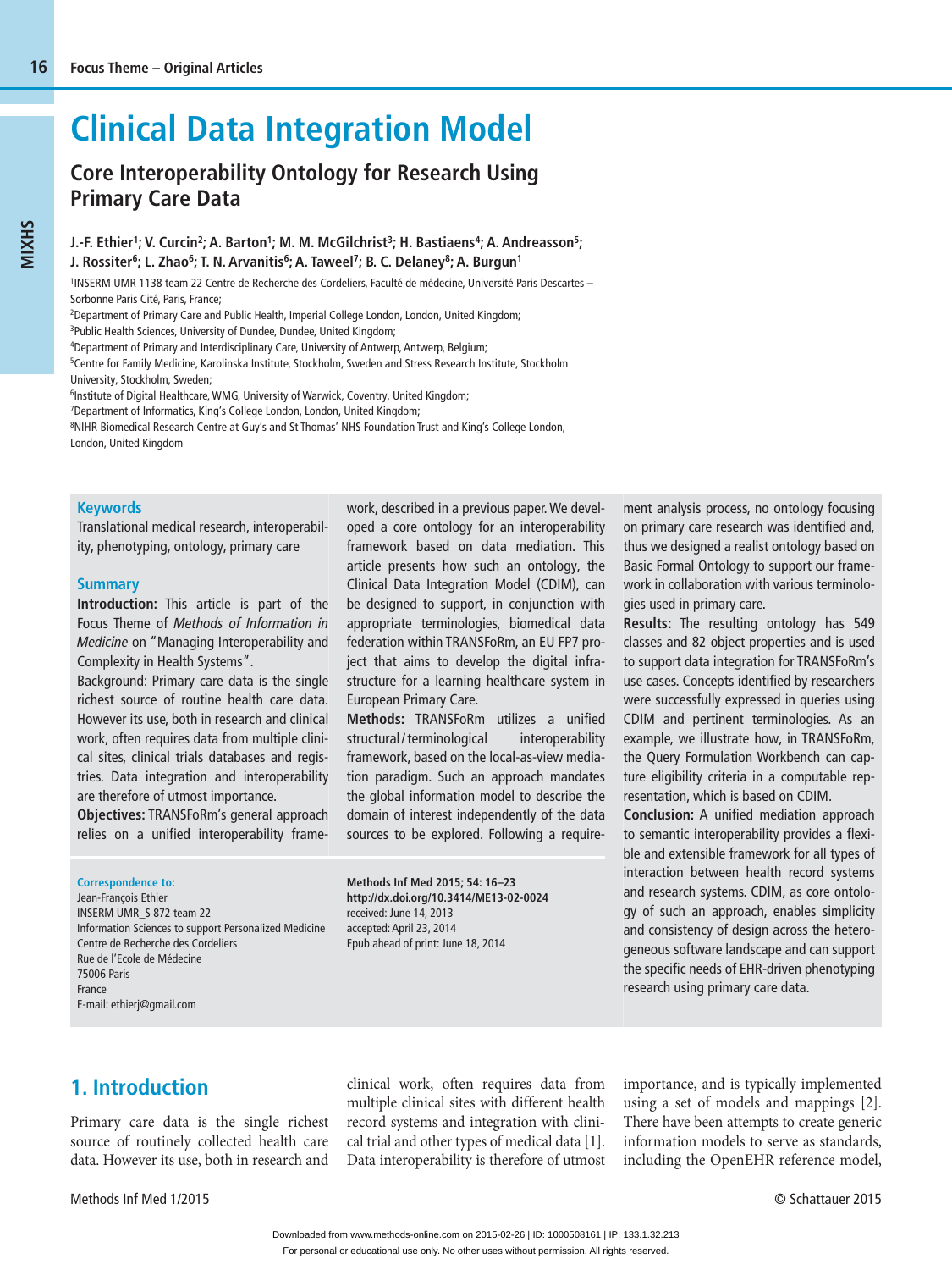# Clinical Data Integration Model

## Core Interoperability Ontology for Research Using Primary Care Data

**J.-F. Ethier[1]; V. Curcin[2]; A. Barton[1]; M. M. McGilchrist[3]; H. Bastiaens[4]; A. Andreasson[5]; J. Rossiter[6]; L. Zhao[6]; T. N. Arvanitis[6]; A. Taweel[7]; B. C. Delaney[8]; A. Burgun[1]**

[1]INSERM UMR 1138 team 22 Centre de Recherche des Cordeliers, Faculté de médecine, Université Paris Descartes – Sorbonne Paris Cité, Paris, France;
[2]Department of Primary Care and Public Health, Imperial College London, London, United Kingdom;
[3]Public Health Sciences, University of Dundee, Dundee, United Kingdom;
[4]Department of Primary and Interdisciplinary Care, University of Antwerp, Antwerp, Belgium;
[5]Centre for Family Medicine, Karolinska Institute, Stockholm, Sweden and Stress Research Institute, Stockholm University, Stockholm, Sweden;
[6]Institute of Digital Healthcare, WMG, University of Warwick, Coventry, United Kingdom;
[7]Department of Informatics, King's College London, London, United Kingdom;
[8]NIHR Biomedical Research Centre at Guy's and St Thomas' NHS Foundation Trust and King's College London, London, United Kingdom

### Keywords

Translational medical research, interoperability, phenotyping, ontology, primary care

### Summary

**Introduction:** This article is part of the Focus Theme of *Methods of Information in Medicine* on "Managing Interoperability and Complexity in Health Systems".

Background: Primary care data is the single richest source of routine health care data. However its use, both in research and clinical work, often requires data from multiple clinical sites, clinical trials databases and registries. Data integration and interoperability are therefore of utmost importance.

**Objectives:** TRANSFoRm's general approach relies on a unified interoperability framework, described in a previous paper. We developed a core ontology for an interoperability framework based on data mediation. This article presents how such an ontology, the Clinical Data Integration Model (CDIM), can be designed to support, in conjunction with appropriate terminologies, biomedical data federation within TRANSFoRm, an EU FP7 project that aims to develop the digital infrastructure for a learning healthcare system in European Primary Care.

**Methods:** TRANSFoRm utilizes a unified structural/terminological interoperability framework, based on the local-as-view mediation paradigm. Such an approach mandates the global information model to describe the domain of interest independently of the data sources to be explored. Following a requirement analysis process, no ontology focusing on primary care research was identified and, thus we designed a realist ontology based on Basic Formal Ontology to support our framework in collaboration with various terminologies used in primary care.

**Results:** The resulting ontology has 549 classes and 82 object properties and is used to support data integration for TRANSFoRm's use cases. Concepts identified by researchers were successfully expressed in queries using CDIM and pertinent terminologies. As an example, we illustrate how, in TRANSFoRm, the Query Formulation Workbench can capture eligibility criteria in a computable representation, which is based on CDIM.

**Conclusion:** A unified mediation approach to semantic interoperability provides a flexible and extensible framework for all types of interaction between health record systems and research systems. CDIM, as core ontology of such an approach, enables simplicity and consistency of design across the heterogeneous software landscape and can support the specific needs of EHR-driven phenotyping research using primary care data.

**Correspondence to:**
Jean-François Ethier
INSERM UMR_S 872 team 22
Information Sciences to support Personalized Medicine
Centre de Recherche des Cordeliers
Rue de l'Ecole de Médecine
75006 Paris
France
E-mail: ethierj@gmail.com

**Methods Inf Med 2015; 54: 16–23**
**http://dx.doi.org/10.3414/ME13-02-0024**
received: June 14, 2013
accepted: April 23, 2014
Epub ahead of print: June 18, 2014

## 1. Introduction

Primary care data is the single richest source of routinely collected health care data. However its use, both in research and clinical work, often requires data from multiple clinical sites with different health record systems and integration with clinical trial and other types of medical data [1]. Data interoperability is therefore of utmost importance, and is typically implemented using a set of models and mappings [2]. There have been attempts to create generic information models to serve as standards, including the OpenEHR reference model,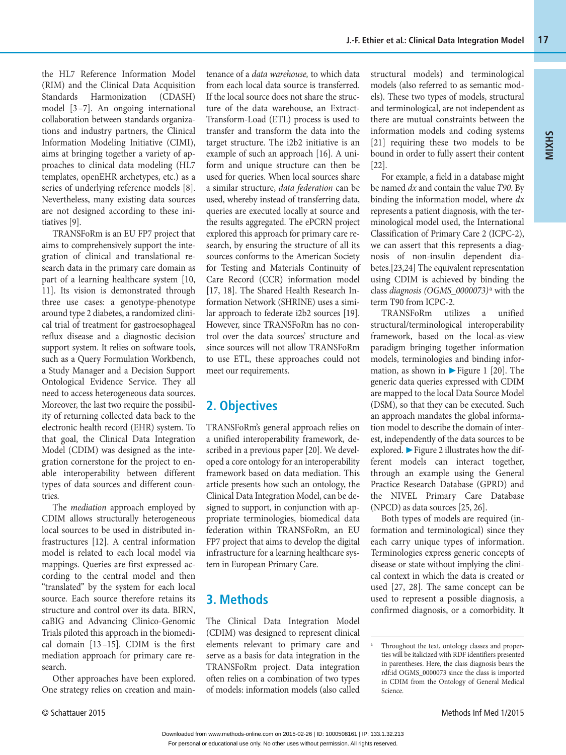the HL7 Reference Information Model (RIM) and the Clinical Data Acquisition Standards Harmonization (CDASH) model [3–7]. An ongoing international collaboration between standards organizations and industry partners, the Clinical Information Modeling Initiative (CIMI), aims at bringing together a variety of approaches to clinical data modeling (HL7 templates, openEHR archetypes, etc.) as a series of underlying reference models [8]. Nevertheless, many existing data sources are not designed according to these initiatives [9].

TRANSFoRm is an EU FP7 project that aims to comprehensively support the integration of clinical and translational research data in the primary care domain as part of a learning healthcare system [10, 11]. Its vision is demonstrated through three use cases: a genotype-phenotype around type 2 diabetes, a randomized clinical trial of treatment for gastroesophageal reflux disease and a diagnostic decision support system. It relies on software tools, such as a Query Formulation Workbench, a Study Manager and a Decision Support Ontological Evidence Service. They all need to access heterogeneous data sources. Moreover, the last two require the possibility of returning collected data back to the electronic health record (EHR) system. To that goal, the Clinical Data Integration Model (CDIM) was designed as the integration cornerstone for the project to enable interoperability between different types of data sources and different countries.

The *mediation* approach employed by CDIM allows structurally heterogeneous local sources to be used in distributed infrastructures [12]. A central information model is related to each local model via mappings. Queries are first expressed according to the central model and then "translated" by the system for each local source. Each source therefore retains its structure and control over its data. BIRN, caBIG and Advancing Clinico-Genomic Trials piloted this approach in the biomedical domain [13–15]. CDIM is the first mediation approach for primary care research.

Other approaches have been explored. One strategy relies on creation and maintenance of a *data warehouse,* to which data from each local data source is transferred. If the local source does not share the structure of the data warehouse, an Extract-Transform-Load (ETL) process is used to transfer and transform the data into the target structure. The i2b2 initiative is an example of such an approach [16]. A uniform and unique structure can then be used for queries. When local sources share a similar structure, *data federation* can be used, whereby instead of transferring data, queries are executed locally at source and the results aggregated. The ePCRN project explored this approach for primary care research, by ensuring the structure of all its sources conforms to the American Society for Testing and Materials Continuity of Care Record (CCR) information model [17, 18]. The Shared Health Research Information Network (SHRINE) uses a similar approach to federate i2b2 sources [19]. However, since TRANSFoRm has no control over the data sources' structure and since sources will not allow TRANSFoRm to use ETL, these approaches could not meet our requirements.

## 2. Objectives

TRANSFoRm's general approach relies on a unified interoperability framework, described in a previous paper [20]. We developed a core ontology for an interoperability framework based on data mediation. This article presents how such an ontology, the Clinical Data Integration Model, can be designed to support, in conjunction with appropriate terminologies, biomedical data federation within TRANSFoRm, an EU FP7 project that aims to develop the digital infrastructure for a learning healthcare system in European Primary Care.

## 3. Methods

The Clinical Data Integration Model (CDIM) was designed to represent clinical elements relevant to primary care and serve as a basis for data integration in the TRANSFoRm project. Data integration often relies on a combination of two types of models: information models (also called structural models) and terminological models (also referred to as semantic models). These two types of models, structural and terminological, are not independent as there are mutual constraints between the information models and coding systems [21] requiring these two models to be bound in order to fully assert their content [22].

For example, a field in a database might be named *dx* and contain the value *T90*. By binding the information model, where *dx* represents a patient diagnosis, with the terminological model used, the International Classification of Primary Care 2 (ICPC-2), we can assert that this represents a diagnosis of non-insulin dependent diabetes.[23,24] The equivalent representation using CDIM is achieved by binding the class *diagnosis (OGMS_0000073)*[a] with the term T90 from ICPC-2.

TRANSFoRm utilizes a unified structural/terminological interoperability framework, based on the local-as-view paradigm bringing together information models, terminologies and binding information, as shown in ►Figure 1 [20]. The generic data queries expressed with CDIM are mapped to the local Data Source Model (DSM), so that they can be executed. Such an approach mandates the global information model to describe the domain of interest, independently of the data sources to be explored. ►Figure 2 illustrates how the different models can interact together, through an example using the General Practice Research Database (GPRD) and the NIVEL Primary Care Database (NPCD) as data sources [25, 26].

Both types of models are required (information and terminological) since they each carry unique types of information. Terminologies express generic concepts of disease or state without implying the clinical context in which the data is created or used [27, 28]. The same concept can be used to represent a possible diagnosis, a confirmed diagnosis, or a comorbidity. It

---

[a] Throughout the text, ontology classes and properties will be italicized with RDF identifiers presented in parentheses. Here, the class diagnosis bears the rdf:id OGMS_0000073 since the class is imported in CDIM from the Ontology of General Medical Science.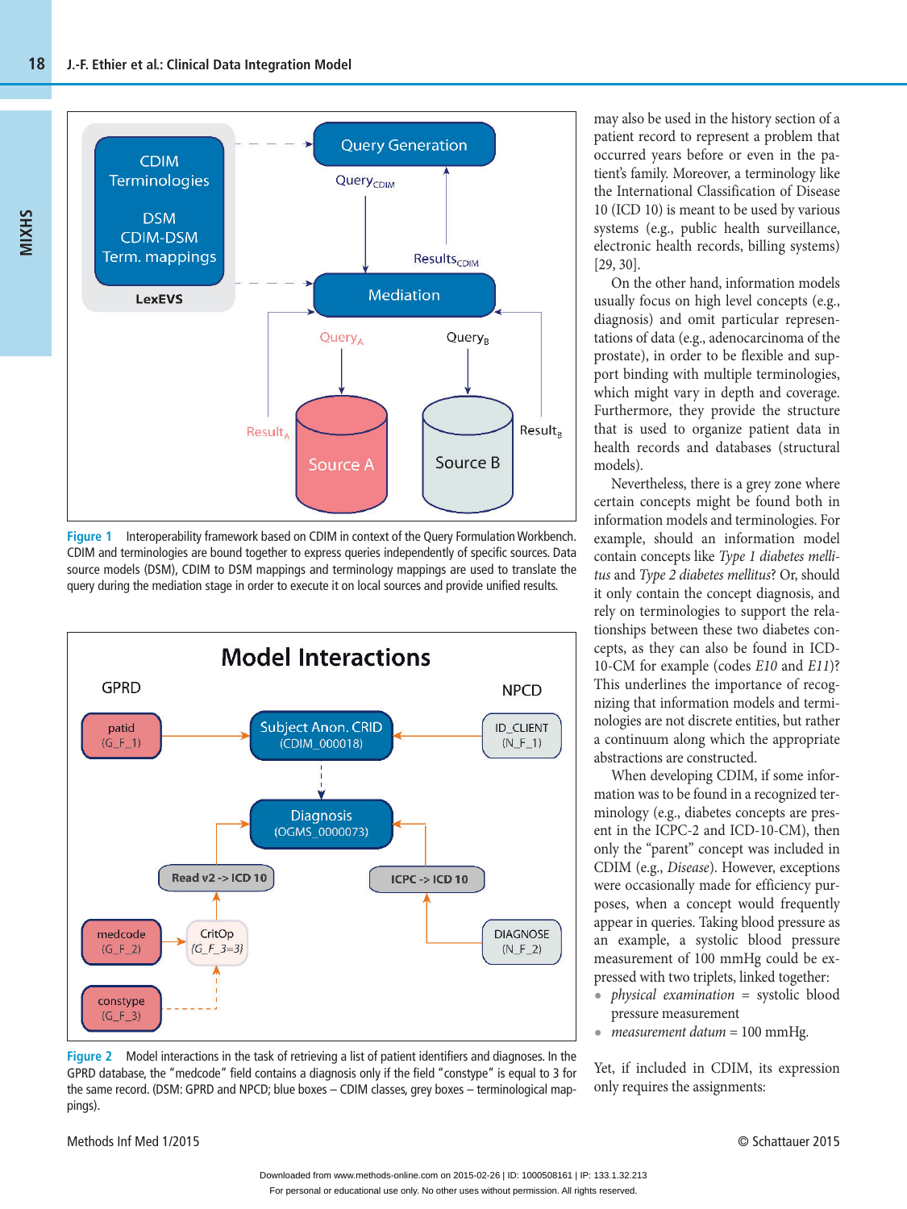Figure 1 Interoperability framework based on CDIM in context of the Query Formulation Workbench. CDIM and terminologies are bound together to express queries independently of specific sources. Data source models (DSM), CDIM to DSM mappings and terminology mappings are used to translate the query during the mediation stage in order to execute it on local sources and provide unified results.

Figure 2 Model interactions in the task of retrieving a list of patient identifiers and diagnoses. In the GPRD database, the "medcode" field contains a diagnosis only if the field "constype" is equal to 3 for the same record. (DSM: GPRD and NPCD; blue boxes – CDIM classes, grey boxes – terminological mappings).

may also be used in the history section of a patient record to represent a problem that occurred years before or even in the patient's family. Moreover, a terminology like the International Classification of Disease 10 (ICD 10) is meant to be used by various systems (e.g., public health surveillance, electronic health records, billing systems) [29, 30].

On the other hand, information models usually focus on high level concepts (e.g., diagnosis) and omit particular representations of data (e.g., adenocarcinoma of the prostate), in order to be flexible and support binding with multiple terminologies, which might vary in depth and coverage. Furthermore, they provide the structure that is used to organize patient data in health records and databases (structural models).

Nevertheless, there is a grey zone where certain concepts might be found both in information models and terminologies. For example, should an information model contain concepts like *Type 1 diabetes mellitus* and *Type 2 diabetes mellitus*? Or, should it only contain the concept diagnosis, and rely on terminologies to support the relationships between these two diabetes concepts, as they can also be found in ICD-10-CM for example (codes *E10* and *E11*)? This underlines the importance of recognizing that information models and terminologies are not discrete entities, but rather a continuum along which the appropriate abstractions are constructed.

When developing CDIM, if some information was to be found in a recognized terminology (e.g., diabetes concepts are present in the ICPC-2 and ICD-10-CM), then only the "parent" concept was included in CDIM (e.g., *Disease*). However, exceptions were occasionally made for efficiency purposes, when a concept would frequently appear in queries. Taking blood pressure as an example, a systolic blood pressure measurement of 100 mmHg could be expressed with two triplets, linked together:

- *physical examination* = systolic blood pressure measurement
- *measurement datum* = 100 mmHg.

Yet, if included in CDIM, its expression only requires the assignments: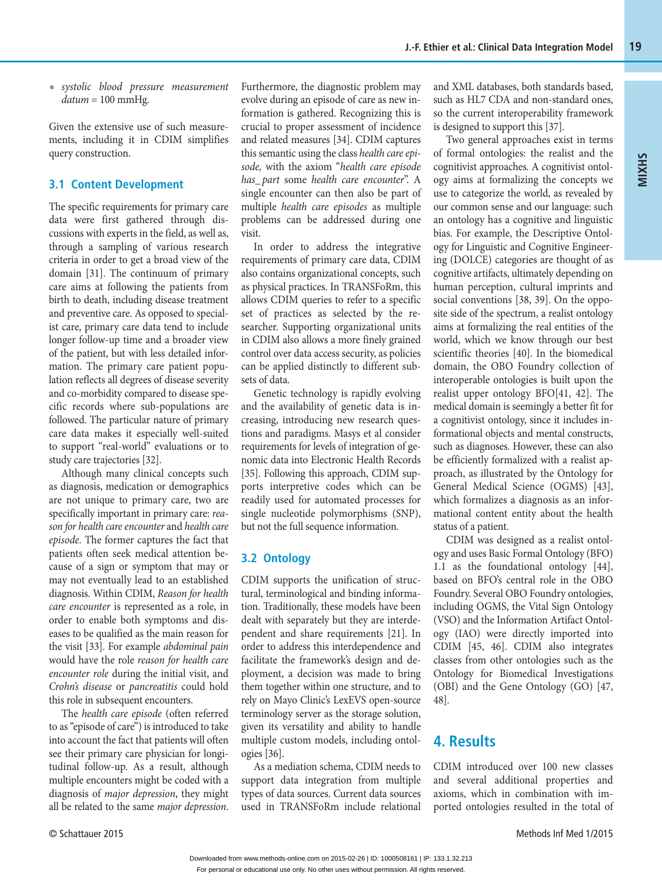- *systolic blood pressure measurement datum* = 100 mmHg.

Given the extensive use of such measurements, including it in CDIM simplifies query construction.

### 3.1 Content Development

The specific requirements for primary care data were first gathered through discussions with experts in the field, as well as, through a sampling of various research criteria in order to get a broad view of the domain [31]. The continuum of primary care aims at following the patients from birth to death, including disease treatment and preventive care. As opposed to specialist care, primary care data tend to include longer follow-up time and a broader view of the patient, but with less detailed information. The primary care patient population reflects all degrees of disease severity and co-morbidity compared to disease specific records where sub-populations are followed. The particular nature of primary care data makes it especially well-suited to support "real-world" evaluations or to study care trajectories [32].

Although many clinical concepts such as diagnosis, medication or demographics are not unique to primary care, two are specifically important in primary care: *reason for health care encounter* and *health care episode*. The former captures the fact that patients often seek medical attention because of a sign or symptom that may or may not eventually lead to an established diagnosis. Within CDIM, *Reason for health care encounter* is represented as a role, in order to enable both symptoms and diseases to be qualified as the main reason for the visit [33]. For example *abdominal pain* would have the role *reason for health care encounter role* during the initial visit, and *Crohn's disease* or *pancreatitis* could hold this role in subsequent encounters.

The *health care episode* (often referred to as "episode of care") is introduced to take into account the fact that patients will often see their primary care physician for longitudinal follow-up. As a result, although multiple encounters might be coded with a diagnosis of *major depression*, they might all be related to the same *major depression*. Furthermore, the diagnostic problem may evolve during an episode of care as new information is gathered. Recognizing this is crucial to proper assessment of incidence and related measures [34]. CDIM captures this semantic using the class *health care episode,* with the axiom "*health care episode has_part* some *health care encounter*". A single encounter can then also be part of multiple *health care episodes* as multiple problems can be addressed during one visit.

In order to address the integrative requirements of primary care data, CDIM also contains organizational concepts, such as physical practices. In TRANSFoRm, this allows CDIM queries to refer to a specific set of practices as selected by the researcher. Supporting organizational units in CDIM also allows a more finely grained control over data access security, as policies can be applied distinctly to different subsets of data.

Genetic technology is rapidly evolving and the availability of genetic data is increasing, introducing new research questions and paradigms. Masys et al consider requirements for levels of integration of genomic data into Electronic Health Records [35]. Following this approach, CDIM supports interpretive codes which can be readily used for automated processes for single nucleotide polymorphisms (SNP), but not the full sequence information.

### 3.2 Ontology

CDIM supports the unification of structural, terminological and binding information. Traditionally, these models have been dealt with separately but they are interdependent and share requirements [21]. In order to address this interdependence and facilitate the framework's design and deployment, a decision was made to bring them together within one structure, and to rely on Mayo Clinic's LexEVS open-source terminology server as the storage solution, given its versatility and ability to handle multiple custom models, including ontologies [36].

As a mediation schema, CDIM needs to support data integration from multiple types of data sources. Current data sources used in TRANSFoRm include relational and XML databases, both standards based, such as HL7 CDA and non-standard ones, so the current interoperability framework is designed to support this [37].

Two general approaches exist in terms of formal ontologies: the realist and the cognitivist approaches. A cognitivist ontology aims at formalizing the concepts we use to categorize the world, as revealed by our common sense and our language: such an ontology has a cognitive and linguistic bias. For example, the Descriptive Ontology for Linguistic and Cognitive Engineering (DOLCE) categories are thought of as cognitive artifacts, ultimately depending on human perception, cultural imprints and social conventions [38, 39]. On the opposite side of the spectrum, a realist ontology aims at formalizing the real entities of the world, which we know through our best scientific theories [40]. In the biomedical domain, the OBO Foundry collection of interoperable ontologies is built upon the realist upper ontology BFO[41, 42]. The medical domain is seemingly a better fit for a cognitivist ontology, since it includes informational objects and mental constructs, such as diagnoses. However, these can also be efficiently formalized with a realist approach, as illustrated by the Ontology for General Medical Science (OGMS) [43], which formalizes a diagnosis as an informational content entity about the health status of a patient.

CDIM was designed as a realist ontology and uses Basic Formal Ontology (BFO) 1.1 as the foundational ontology [44], based on BFO's central role in the OBO Foundry. Several OBO Foundry ontologies, including OGMS, the Vital Sign Ontology (VSO) and the Information Artifact Ontology (IAO) were directly imported into CDIM [45, 46]. CDIM also integrates classes from other ontologies such as the Ontology for Biomedical Investigations (OBI) and the Gene Ontology (GO) [47, 48].

## 4. Results

CDIM introduced over 100 new classes and several additional properties and axioms, which in combination with imported ontologies resulted in the total of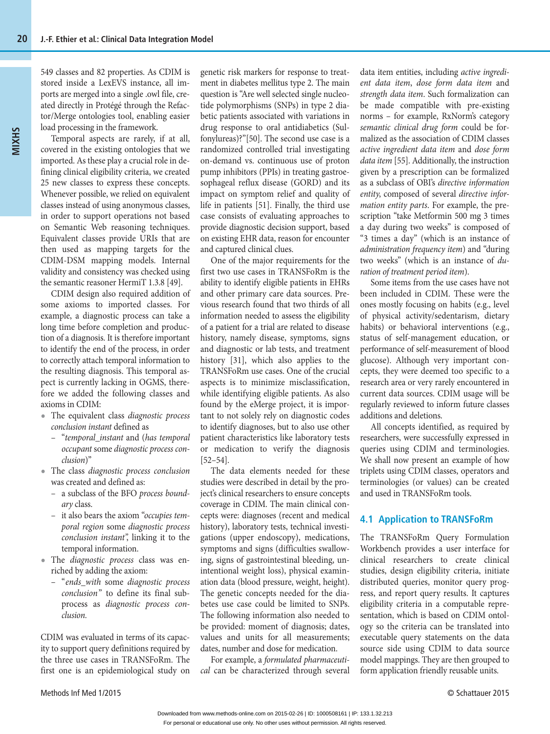549 classes and 82 properties. As CDIM is stored inside a LexEVS instance, all imports are merged into a single .owl file, created directly in Protégé through the Refactor/Merge ontologies tool, enabling easier load processing in the framework.

Temporal aspects are rarely, if at all, covered in the existing ontologies that we imported. As these play a crucial role in defining clinical eligibility criteria, we created 25 new classes to express these concepts. Whenever possible, we relied on equivalent classes instead of using anonymous classes, in order to support operations not based on Semantic Web reasoning techniques. Equivalent classes provide URIs that are then used as mapping targets for the CDIM-DSM mapping models. Internal validity and consistency was checked using the semantic reasoner HermiT 1.3.8 [49].

CDIM design also required addition of some axioms to imported classes. For example, a diagnostic process can take a long time before completion and production of a diagnosis. It is therefore important to identify the end of the process, in order to correctly attach temporal information to the resulting diagnosis. This temporal aspect is currently lacking in OGMS, therefore we added the following classes and axioms in CDIM:

- The equivalent class *diagnostic process conclusion instant* defined as
  - "*temporal_instant* and (*has temporal occupant* some *diagnostic process conclusion*)"
- The class *diagnostic process conclusion* was created and defined as:
  - a subclass of the BFO *process boundary* class.
  - it also bears the axiom "*occupies temporal region* some *diagnostic process conclusion instant*", linking it to the temporal information.
- The *diagnostic process* class was enriched by adding the axiom:
  - "*ends_with* some *diagnostic process conclusion*" to define its final subprocess as *diagnostic process conclusion.*

CDIM was evaluated in terms of its capacity to support query definitions required by the three use cases in TRANSFoRm. The first one is an epidemiological study on genetic risk markers for response to treatment in diabetes mellitus type 2. The main question is "Are well selected single nucleotide polymorphisms (SNPs) in type 2 diabetic patients associated with variations in drug response to oral antidiabetics (Sulfonylureas)?"[50]. The second use case is a randomized controlled trial investigating on-demand vs. continuous use of proton pump inhibitors (PPIs) in treating gastroesophageal reflux disease (GORD) and its impact on symptom relief and quality of life in patients [51]. Finally, the third use case consists of evaluating approaches to provide diagnostic decision support, based on existing EHR data, reason for encounter and captured clinical clues.

One of the major requirements for the first two use cases in TRANSFoRm is the ability to identify eligible patients in EHRs and other primary care data sources. Previous research found that two thirds of all information needed to assess the eligibility of a patient for a trial are related to disease history, namely disease, symptoms, signs and diagnostic or lab tests, and treatment history [31], which also applies to the TRANSFoRm use cases. One of the crucial aspects is to minimize misclassification, while identifying eligible patients. As also found by the eMerge project, it is important to not solely rely on diagnostic codes to identify diagnoses, but to also use other patient characteristics like laboratory tests or medication to verify the diagnosis [52–54].

The data elements needed for these studies were described in detail by the project's clinical researchers to ensure concepts coverage in CDIM. The main clinical concepts were: diagnoses (recent and medical history), laboratory tests, technical investigations (upper endoscopy), medications, symptoms and signs (difficulties swallowing, signs of gastrointestinal bleeding, unintentional weight loss), physical examination data (blood pressure, weight, height). The genetic concepts needed for the diabetes use case could be limited to SNPs. The following information also needed to be provided: moment of diagnosis; dates, values and units for all measurements; dates, number and dose for medication.

For example, a *formulated pharmaceutical* can be characterized through several data item entities, including *active ingredient data item*, *dose form data item* and *strength data item*. Such formalization can be made compatible with pre-existing norms – for example, RxNorm's category *semantic clinical drug form* could be formalized as the association of CDIM classes *active ingredient data item* and *dose form data item* [55]. Additionally, the instruction given by a prescription can be formalized as a subclass of OBI's *directive information entity*, composed of several *directive information entity parts*. For example, the prescription "take Metformin 500 mg 3 times a day during two weeks" is composed of "3 times a day" (which is an instance of *administration frequency item*) and "during two weeks" (which is an instance of *duration of treatment period item*).

Some items from the use cases have not been included in CDIM. These were the ones mostly focusing on habits (e.g., level of physical activity/sedentarism, dietary habits) or behavioral interventions (e.g., status of self-management education, or performance of self-measurement of blood glucose). Although very important concepts, they were deemed too specific to a research area or very rarely encountered in current data sources. CDIM usage will be regularly reviewed to inform future classes additions and deletions.

All concepts identified, as required by researchers, were successfully expressed in queries using CDIM and terminologies. We shall now present an example of how triplets using CDIM classes, operators and terminologies (or values) can be created and used in TRANSFoRm tools.

## 4.1 Application to TRANSFoRm

The TRANSFoRm Query Formulation Workbench provides a user interface for clinical researchers to create clinical studies, design eligibility criteria, initiate distributed queries, monitor query progress, and report query results. It captures eligibility criteria in a computable representation, which is based on CDIM ontology so the criteria can be translated into executable query statements on the data source side using CDIM to data source model mappings. They are then grouped to form application friendly reusable units.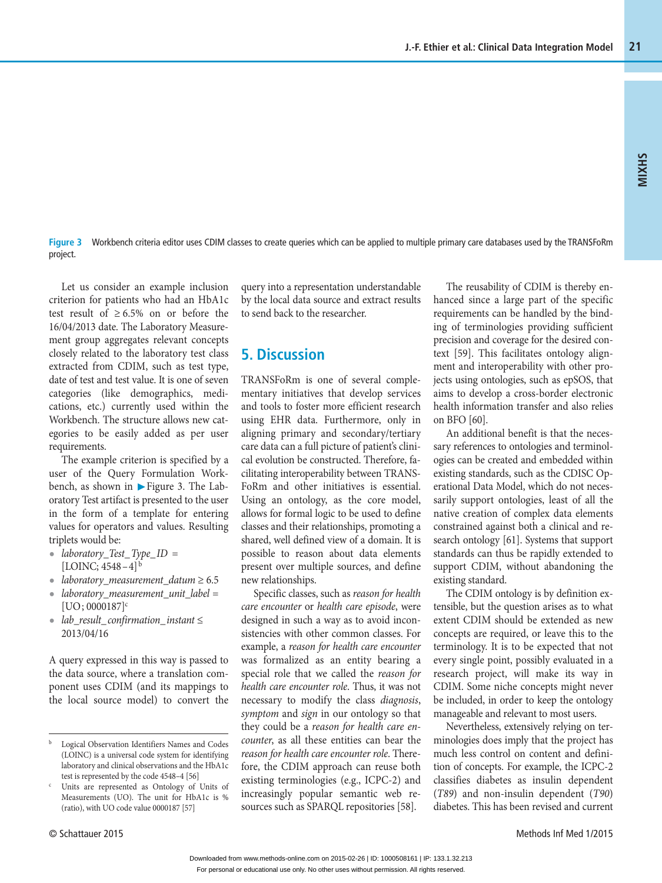**Figure 3** Workbench criteria editor uses CDIM classes to create queries which can be applied to multiple primary care databases used by the TRANSFoRm project.

Let us consider an example inclusion criterion for patients who had an HbA1c test result of ≥ 6.5% on or before the 16/04/2013 date. The Laboratory Measurement group aggregates relevant concepts closely related to the laboratory test class extracted from CDIM, such as test type, date of test and test value. It is one of seven categories (like demographics, medications, etc.) currently used within the Workbench. The structure allows new categories to be easily added as per user requirements.

The example criterion is specified by a user of the Query Formulation Workbench, as shown in ▶Figure 3. The Laboratory Test artifact is presented to the user in the form of a template for entering values for operators and values. Resulting triplets would be:

- *laboratory_Test_Type_ID* = [LOINC; 4548–4][b]
- *laboratory_measurement_datum* ≥ 6.5
- *laboratory_measurement_unit_label* = [UO; 0000187][c]
- *lab_result_confirmation_instant* ≤ 2013/04/16

A query expressed in this way is passed to the data source, where a translation component uses CDIM (and its mappings to the local source model) to convert the query into a representation understandable by the local data source and extract results to send back to the researcher.

## 5. Discussion

TRANSFoRm is one of several complementary initiatives that develop services and tools to foster more efficient research using EHR data. Furthermore, only in aligning primary and secondary/tertiary care data can a full picture of patient's clinical evolution be constructed. Therefore, facilitating interoperability between TRANSFoRm and other initiatives is essential. Using an ontology, as the core model, allows for formal logic to be used to define classes and their relationships, promoting a shared, well defined view of a domain. It is possible to reason about data elements present over multiple sources, and define new relationships.

Specific classes, such as *reason for health care encounter* or *health care episode*, were designed in such a way as to avoid inconsistencies with other common classes. For example, a *reason for health care encounter* was formalized as an entity bearing a special role that we called the *reason for health care encounter role*. Thus, it was not necessary to modify the class *diagnosis*, *symptom* and *sign* in our ontology so that they could be a *reason for health care encounter*, as all these entities can bear the *reason for health care encounter role*. Therefore, the CDIM approach can reuse both existing terminologies (e.g., ICPC-2) and increasingly popular semantic web resources such as SPARQL repositories [58].

The reusability of CDIM is thereby enhanced since a large part of the specific requirements can be handled by the binding of terminologies providing sufficient precision and coverage for the desired context [59]. This facilitates ontology alignment and interoperability with other projects using ontologies, such as epSOS, that aims to develop a cross-border electronic health information transfer and also relies on BFO [60].

An additional benefit is that the necessary references to ontologies and terminologies can be created and embedded within existing standards, such as the CDISC Operational Data Model, which do not necessarily support ontologies, least of all the native creation of complex data elements constrained against both a clinical and research ontology [61]. Systems that support standards can thus be rapidly extended to support CDIM, without abandoning the existing standard.

The CDIM ontology is by definition extensible, but the question arises as to what extent CDIM should be extended as new concepts are required, or leave this to the terminology. It is to be expected that not every single point, possibly evaluated in a research project, will make its way in CDIM. Some niche concepts might never be included, in order to keep the ontology manageable and relevant to most users.

Nevertheless, extensively relying on terminologies does imply that the project has much less control on content and definition of concepts. For example, the ICPC-2 classifies diabetes as insulin dependent (*T89*) and non-insulin dependent (*T90*) diabetes. This has been revised and current

---

[b] Logical Observation Identifiers Names and Codes (LOINC) is a universal code system for identifying laboratory and clinical observations and the HbA1c test is represented by the code 4548–4 [56]

[c] Units are represented as Ontology of Units of Measurements (UO). The unit for HbA1c is % (ratio), with UO code value 0000187 [57]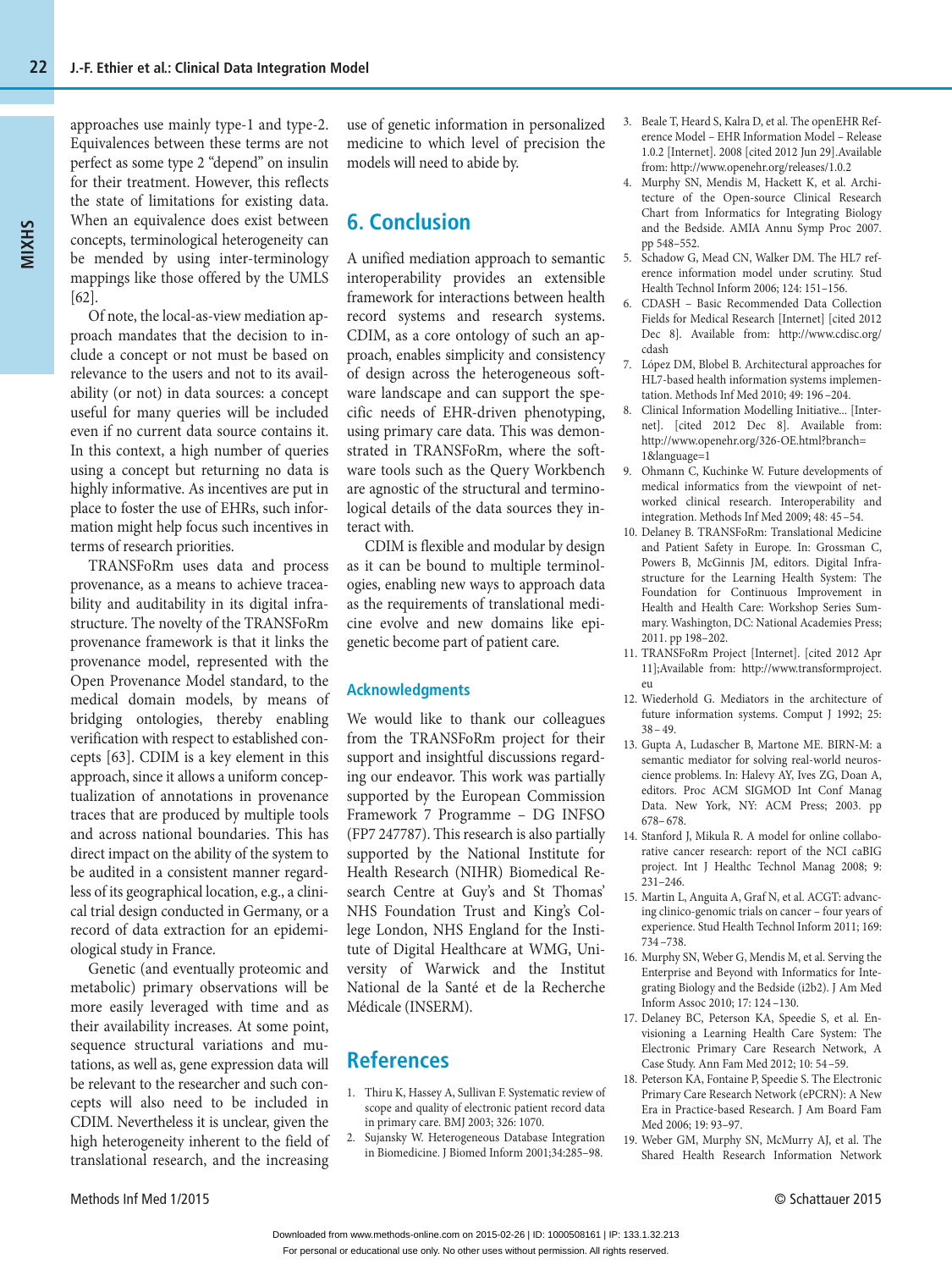approaches use mainly type-1 and type-2. Equivalences between these terms are not perfect as some type 2 "depend" on insulin for their treatment. However, this reflects the state of limitations for existing data. When an equivalence does exist between concepts, terminological heterogeneity can be mended by using inter-terminology mappings like those offered by the UMLS [62].

Of note, the local-as-view mediation approach mandates that the decision to include a concept or not must be based on relevance to the users and not to its availability (or not) in data sources: a concept useful for many queries will be included even if no current data source contains it. In this context, a high number of queries using a concept but returning no data is highly informative. As incentives are put in place to foster the use of EHRs, such information might help focus such incentives in terms of research priorities.

TRANSFoRm uses data and process provenance, as a means to achieve traceability and auditability in its digital infrastructure. The novelty of the TRANSFoRm provenance framework is that it links the provenance model, represented with the Open Provenance Model standard, to the medical domain models, by means of bridging ontologies, thereby enabling verification with respect to established concepts [63]. CDIM is a key element in this approach, since it allows a uniform conceptualization of annotations in provenance traces that are produced by multiple tools and across national boundaries. This has direct impact on the ability of the system to be audited in a consistent manner regardless of its geographical location, e.g., a clinical trial design conducted in Germany, or a record of data extraction for an epidemiological study in France.

Genetic (and eventually proteomic and metabolic) primary observations will be more easily leveraged with time and as their availability increases. At some point, sequence structural variations and mutations, as well as, gene expression data will be relevant to the researcher and such concepts will also need to be included in CDIM. Nevertheless it is unclear, given the high heterogeneity inherent to the field of translational research, and the increasing use of genetic information in personalized medicine to which level of precision the models will need to abide by.

## 6. Conclusion

A unified mediation approach to semantic interoperability provides an extensible framework for interactions between health record systems and research systems. CDIM, as a core ontology of such an approach, enables simplicity and consistency of design across the heterogeneous software landscape and can support the specific needs of EHR-driven phenotyping, using primary care data. This was demonstrated in TRANSFoRm, where the software tools such as the Query Workbench are agnostic of the structural and terminological details of the data sources they interact with.

CDIM is flexible and modular by design as it can be bound to multiple terminologies, enabling new ways to approach data as the requirements of translational medicine evolve and new domains like epigenetic become part of patient care.

### Acknowledgments

We would like to thank our colleagues from the TRANSFoRm project for their support and insightful discussions regarding our endeavor. This work was partially supported by the European Commission Framework 7 Programme – DG INFSO (FP7 247787). This research is also partially supported by the National Institute for Health Research (NIHR) Biomedical Research Centre at Guy's and St Thomas' NHS Foundation Trust and King's College London, NHS England for the Institute of Digital Healthcare at WMG, University of Warwick and the Institut National de la Santé et de la Recherche Médicale (INSERM).

## References

1. Thiru K, Hassey A, Sullivan F. Systematic review of scope and quality of electronic patient record data in primary care. BMJ 2003; 326: 1070.
2. Sujansky W. Heterogeneous Database Integration in Biomedicine. J Biomed Inform 2001;34:285–98.
3. Beale T, Heard S, Kalra D, et al. The openEHR Reference Model – EHR Information Model – Release 1.0.2 [Internet]. 2008 [cited 2012 Jun 29].Available from: http://www.openehr.org/releases/1.0.2
4. Murphy SN, Mendis M, Hackett K, et al. Architecture of the Open-source Clinical Research Chart from Informatics for Integrating Biology and the Bedside. AMIA Annu Symp Proc 2007. pp 548–552.
5. Schadow G, Mead CN, Walker DM. The HL7 reference information model under scrutiny. Stud Health Technol Inform 2006; 124: 151–156.
6. CDASH – Basic Recommended Data Collection Fields for Medical Research [Internet] [cited 2012 Dec 8]. Available from: http://www.cdisc.org/cdash
7. López DM, Blobel B. Architectural approaches for HL7-based health information systems implementation. Methods Inf Med 2010; 49: 196–204.
8. Clinical Information Modelling Initiative... [Internet]. [cited 2012 Dec 8]. Available from: http://www.openehr.org/326-OE.html?branch=1&language=1
9. Ohmann C, Kuchinke W. Future developments of medical informatics from the viewpoint of networked clinical research. Interoperability and integration. Methods Inf Med 2009; 48: 45–54.
10. Delaney B. TRANSFoRm: Translational Medicine and Patient Safety in Europe. In: Grossman C, Powers B, McGinnis JM, editors. Digital Infrastructure for the Learning Health System: The Foundation for Continuous Improvement in Health and Health Care: Workshop Series Summary. Washington, DC: National Academies Press; 2011. pp 198–202.
11. TRANSFoRm Project [Internet]. [cited 2012 Apr 11];Available from: http://www.transformproject.eu
12. Wiederhold G. Mediators in the architecture of future information systems. Comput J 1992; 25: 38–49.
13. Gupta A, Ludascher B, Martone ME. BIRN-M: a semantic mediator for solving real-world neuroscience problems. In: Halevy AY, Ives ZG, Doan A, editors. Proc ACM SIGMOD Int Conf Manag Data. New York, NY: ACM Press; 2003. pp 678–678.
14. Stanford J, Mikula R. A model for online collaborative cancer research: report of the NCI caBIG project. Int J Healthc Technol Manag 2008; 9: 231–246.
15. Martin L, Anguita A, Graf N, et al. ACGT: advancing clinico-genomic trials on cancer – four years of experience. Stud Health Technol Inform 2011; 169: 734–738.
16. Murphy SN, Weber G, Mendis M, et al. Serving the Enterprise and Beyond with Informatics for Integrating Biology and the Bedside (i2b2). J Am Med Inform Assoc 2010; 17: 124–130.
17. Delaney BC, Peterson KA, Speedie S, et al. Envisioning a Learning Health Care System: The Electronic Primary Care Research Network, A Case Study. Ann Fam Med 2012; 10: 54–59.
18. Peterson KA, Fontaine P, Speedie S. The Electronic Primary Care Research Network (ePCRN): A New Era in Practice-based Research. J Am Board Fam Med 2006; 19: 93–97.
19. Weber GM, Murphy SN, McMurry AJ, et al. The Shared Health Research Information Network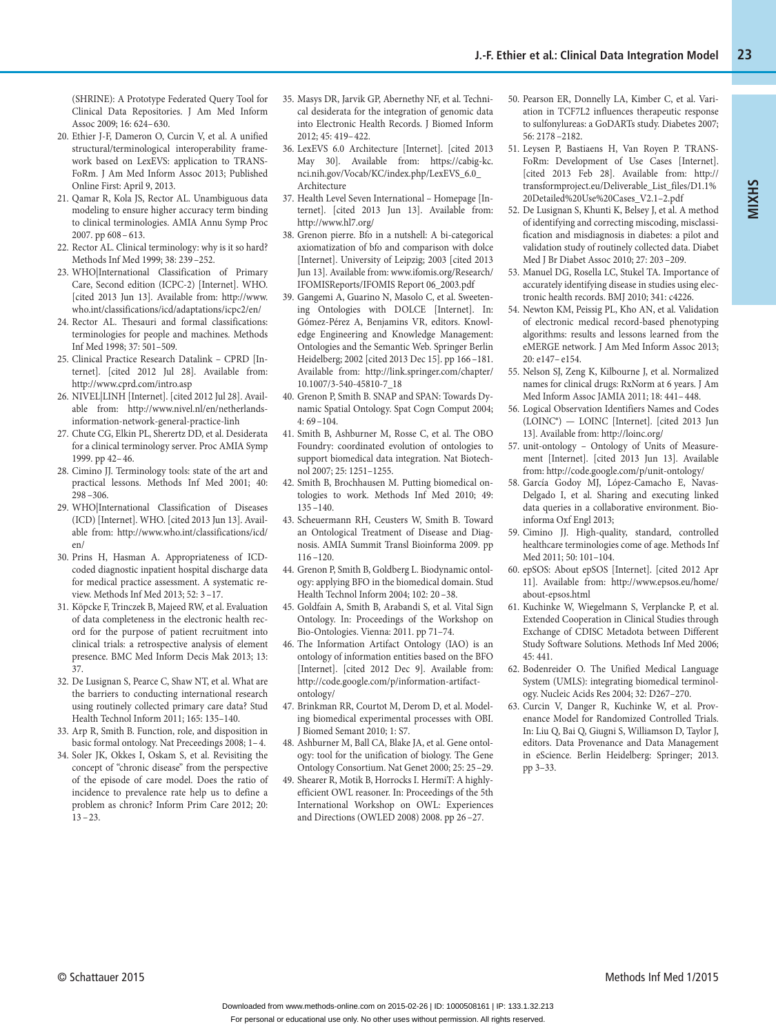(SHRINE): A Prototype Federated Query Tool for Clinical Data Repositories. J Am Med Inform Assoc 2009; 16: 624–630.

20. Ethier J-F, Dameron O, Curcin V, et al. A unified structural/terminological interoperability framework based on LexEVS: application to TRANSFoRm. J Am Med Inform Assoc 2013; Published Online First: April 9, 2013.
21. Qamar R, Kola JS, Rector AL. Unambiguous data modeling to ensure higher accuracy term binding to clinical terminologies. AMIA Annu Symp Proc 2007. pp 608–613.
22. Rector AL. Clinical terminology: why is it so hard? Methods Inf Med 1999; 38: 239–252.
23. WHO|International Classification of Primary Care, Second edition (ICPC-2) [Internet]. WHO. [cited 2013 Jun 13]. Available from: http://www.who.int/classifications/icd/adaptations/icpc2/en/
24. Rector AL. Thesauri and formal classifications: terminologies for people and machines. Methods Inf Med 1998; 37: 501–509.
25. Clinical Practice Research Datalink – CPRD [Internet]. [cited 2012 Jul 28]. Available from: http://www.cprd.com/intro.asp
26. NIVEL|LINH [Internet]. [cited 2012 Jul 28]. Available from: http://www.nivel.nl/en/netherlands-information-network-general-practice-linh
27. Chute CG, Elkin PL, Sherertz DD, et al. Desiderata for a clinical terminology server. Proc AMIA Symp 1999. pp 42–46.
28. Cimino JJ. Terminology tools: state of the art and practical lessons. Methods Inf Med 2001; 40: 298–306.
29. WHO|International Classification of Diseases (ICD) [Internet]. WHO. [cited 2013 Jun 13]. Available from: http://www.who.int/classifications/icd/en/
30. Prins H, Hasman A. Appropriateness of ICD-coded diagnostic inpatient hospital discharge data for medical practice assessment. A systematic review. Methods Inf Med 2013; 52: 3–17.
31. Köpcke F, Trinczek B, Majeed RW, et al. Evaluation of data completeness in the electronic health record for the purpose of patient recruitment into clinical trials: a retrospective analysis of element presence. BMC Med Inform Decis Mak 2013; 13: 37.
32. De Lusignan S, Pearce C, Shaw NT, et al. What are the barriers to conducting international research using routinely collected primary care data? Stud Health Technol Inform 2011; 165: 135–140.
33. Arp R, Smith B. Function, role, and disposition in basic formal ontology. Nat Preceedings 2008; 1–4.
34. Soler JK, Okkes I, Oskam S, et al. Revisiting the concept of "chronic disease" from the perspective of the episode of care model. Does the ratio of incidence to prevalence rate help us to define a problem as chronic? Inform Prim Care 2012; 20: 13–23.
35. Masys DR, Jarvik GP, Abernethy NF, et al. Technical desiderata for the integration of genomic data into Electronic Health Records. J Biomed Inform 2012; 45: 419–422.
36. LexEVS 6.0 Architecture [Internet]. [cited 2013 May 30]. Available from: https://cabig-kc.nci.nih.gov/Vocab/KC/index.php/LexEVS_6.0_Architecture
37. Health Level Seven International – Homepage [Internet]. [cited 2013 Jun 13]. Available from: http://www.hl7.org/
38. Grenon pierre. Bfo in a nutshell: A bi-categorical axiomatization of bfo and comparison with dolce [Internet]. University of Leipzig; 2003 [cited 2013 Jun 13]. Available from: www.ifomis.org/Research/IFOMISReports/IFOMIS Report 06_2003.pdf
39. Gangemi A, Guarino N, Masolo C, et al. Sweetening Ontologies with DOLCE [Internet]. In: Gómez-Pérez A, Benjamins VR, editors. Knowledge Engineering and Knowledge Management: Ontologies and the Semantic Web. Springer Berlin Heidelberg; 2002 [cited 2013 Dec 15]. pp 166–181. Available from: http://link.springer.com/chapter/10.1007/3-540-45810-7_18
40. Grenon P, Smith B. SNAP and SPAN: Towards Dynamic Spatial Ontology. Spat Cogn Comput 2004; 4: 69–104.
41. Smith B, Ashburner M, Rosse C, et al. The OBO Foundry: coordinated evolution of ontologies to support biomedical data integration. Nat Biotechnol 2007; 25: 1251–1255.
42. Smith B, Brochhausen M. Putting biomedical ontologies to work. Methods Inf Med 2010; 49: 135–140.
43. Scheuermann RH, Ceusters W, Smith B. Toward an Ontological Treatment of Disease and Diagnosis. AMIA Summit Transl Bioinforma 2009. pp 116–120.
44. Grenon P, Smith B, Goldberg L. Biodynamic ontology: applying BFO in the biomedical domain. Stud Health Technol Inform 2004; 102: 20–38.
45. Goldfain A, Smith B, Arabandi S, et al. Vital Sign Ontology. In: Proceedings of the Workshop on Bio-Ontologies. Vienna: 2011. pp 71–74.
46. The Information Artifact Ontology (IAO) is an ontology of information entities based on the BFO [Internet]. [cited 2012 Dec 9]. Available from: http://code.google.com/p/information-artifact-ontology/
47. Brinkman RR, Courtot M, Derom D, et al. Modeling biomedical experimental processes with OBI. J Biomed Semant 2010; 1: S7.
48. Ashburner M, Ball CA, Blake JA, et al. Gene ontology: tool for the unification of biology. The Gene Ontology Consortium. Nat Genet 2000; 25: 25–29.
49. Shearer R, Motik B, Horrocks I. HermiT: A highly-efficient OWL reasoner. In: Proceedings of the 5th International Workshop on OWL: Experiences and Directions (OWLED 2008) 2008. pp 26–27.
50. Pearson ER, Donnelly LA, Kimber C, et al. Variation in TCF7L2 influences therapeutic response to sulfonylureas: a GoDARTs study. Diabetes 2007; 56: 2178–2182.
51. Leysen P, Bastiaens H, Van Royen P. TRANSFoRm: Development of Use Cases [Internet]. [cited 2013 Feb 28]. Available from: http://transformproject.eu/Deliverable_List_files/D1.1%20Detailed%20Use%20Cases_V2.1–2.pdf
52. De Lusignan S, Khunti K, Belsey J, et al. A method of identifying and correcting miscoding, misclassification and misdiagnosis in diabetes: a pilot and validation study of routinely collected data. Diabet Med J Br Diabet Assoc 2010; 27: 203–209.
53. Manuel DG, Rosella LC, Stukel TA. Importance of accurately identifying disease in studies using electronic health records. BMJ 2010; 341: c4226.
54. Newton KM, Peissig PL, Kho AN, et al. Validation of electronic medical record-based phenotyping algorithms: results and lessons learned from the eMERGE network. J Am Med Inform Assoc 2013; 20: e147–e154.
55. Nelson SJ, Zeng K, Kilbourne J, et al. Normalized names for clinical drugs: RxNorm at 6 years. J Am Med Inform Assoc JAMIA 2011; 18: 441–448.
56. Logical Observation Identifiers Names and Codes (LOINC®) — LOINC [Internet]. [cited 2013 Jun 13]. Available from: http://loinc.org/
57. unit-ontology – Ontology of Units of Measurement [Internet]. [cited 2013 Jun 13]. Available from: http://code.google.com/p/unit-ontology/
58. García Godoy MJ, López-Camacho E, Navas-Delgado I, et al. Sharing and executing linked data queries in a collaborative environment. Bioinforma Oxf Engl 2013;
59. Cimino JJ. High-quality, standard, controlled healthcare terminologies come of age. Methods Inf Med 2011; 50: 101–104.
60. epSOS: About epSOS [Internet]. [cited 2012 Apr 11]. Available from: http://www.epsos.eu/home/about-epsos.html
61. Kuchinke W, Wiegelmann S, Verplancke P, et al. Extended Cooperation in Clinical Studies through Exchange of CDISC Metadota between Different Study Software Solutions. Methods Inf Med 2006; 45: 441.
62. Bodenreider O. The Unified Medical Language System (UMLS): integrating biomedical terminology. Nucleic Acids Res 2004; 32: D267–270.
63. Curcin V, Danger R, Kuchinke W, et al. Provenance Model for Randomized Controlled Trials. In: Liu Q, Bai Q, Giugni S, Williamson D, Taylor J, editors. Data Provenance and Data Management in eScience. Berlin Heidelberg: Springer; 2013. pp 3–33.